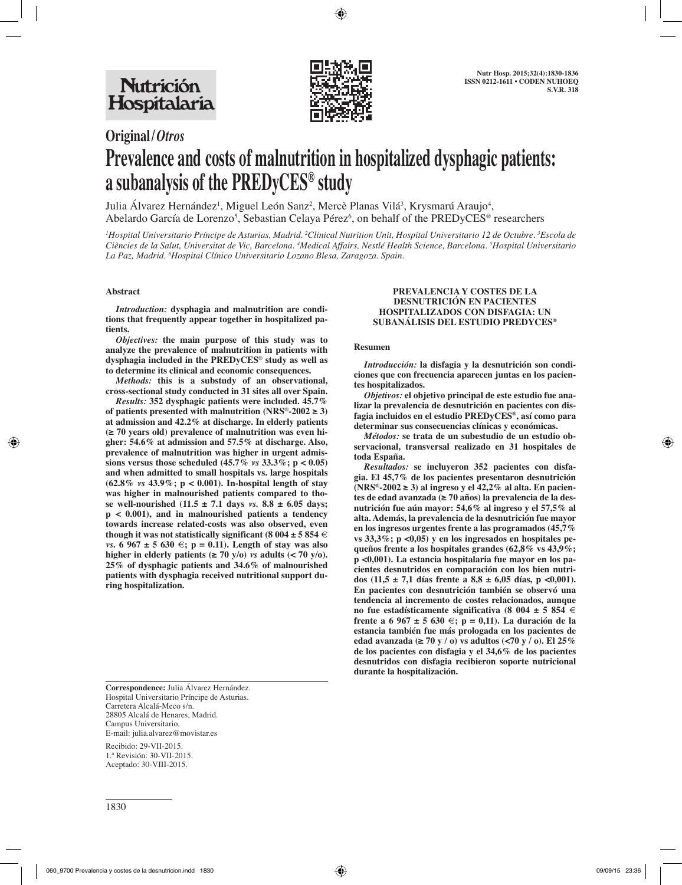Original/*Otros*

# Prevalence and costs of malnutrition in hospitalized dysphagic patients: a subanalysis of the PREDyCES® study

Julia Álvarez Hernández[1], Miguel León Sanz[2], Mercè Planas Vilá[3], Krysmarú Araujo[4], Abelardo García de Lorenzo[5], Sebastian Celaya Pérez[6], on behalf of the PREDyCES® researchers

[1]Hospital Universitario Príncipe de Asturias, Madrid. [2]Clinical Nutrition Unit, Hospital Universitario 12 de Octubre. [3]Escola de Ciències de la Salut, Universitat de Vic, Barcelona. [4]Medical Affairs, Nestlé Health Science, Barcelona. [5]Hospital Universitario La Paz, Madrid. [6]Hospital Clínico Universitario Lozano Blesa, Zaragoza. Spain.

## Abstract

***Introduction:*** **dysphagia and malnutrition are conditions that frequently appear together in hospitalized patients.**

***Objectives:*** **the main purpose of this study was to analyze the prevalence of malnutrition in patients with dysphagia included in the PREDyCES® study as well as to determine its clinical and economic consequences.**

***Methods:*** **this is a substudy of an observational, cross-sectional study conducted in 31 sites all over Spain.**

***Results:*** **352 dysphagic patients were included. 45.7% of patients presented with malnutrition (NRS®-2002 ≥ 3) at admission and 42.2% at discharge. In elderly patients (≥ 70 years old) prevalence of malnutrition was even higher: 54.6% at admission and 57.5% at discharge. Also, prevalence of malnutrition was higher in urgent admissions versus those scheduled (45.7% *vs* 33.3%; $p < 0.05$) and when admitted to small hospitals vs. large hospitals (62.8% *vs* 43.9%; $p < 0.001$). In-hospital length of stay was higher in malnourished patients compared to those well-nourished (11.5 ± 7.1 days *vs.* 8.8 ± 6.05 days; $p < 0.001$), and in malnourished patients a tendency towards increase related-costs was also observed, even though it was not statistically significant (8 004 ± 5 854 € *vs.* 6 967 ± 5 630 €; $p = 0.11$). Length of stay was also higher in elderly patients (≥ 70 y/o) *vs* adults (< 70 y/o). 25% of dysphagic patients and 34.6% of malnourished patients with dysphagia received nutritional support during hospitalization.**

### PREVALENCIA Y COSTES DE LA DESNUTRICIÓN EN PACIENTES HOSPITALIZADOS CON DISFAGIA: UN SUBANÁLISIS DEL ESTUDIO PREDYCES®

## Resumen

***Introducción:*** **la disfagia y la desnutrición son condiciones que con frecuencia aparecen juntas en los pacientes hospitalizados.**

***Objetivos:*** **el objetivo principal de este estudio fue analizar la prevalencia de desnutrición en pacientes con disfagia incluidos en el estudio PREDyCES®, así como para determinar sus consecuencias clínicas y económicas.**

***Métodos:*** **se trata de un subestudio de un estudio observacional, transversal realizado en 31 hospitales de toda España.**

***Resultados:*** **se incluyeron 352 pacientes con disfagia. El 45,7% de los pacientes presentaron desnutrición (NRS®-2002 ≥ 3) al ingreso y el 42,2% al alta. En pacientes de edad avanzada (≥ 70 años) la prevalencia de la desnutrición fue aún mayor: 54,6% al ingreso y el 57,5% al alta. Además, la prevalencia de la desnutrición fue mayor en los ingresos urgentes frente a las programados (45,7% vs 33,3%; $p < 0,05$) y en los ingresados en hospitales pequeños frente a los hospitales grandes (62,8% vs 43,9%; $p < 0,001$). La estancia hospitalaria fue mayor en los pacientes desnutridos en comparación con los bien nutridos (11,5 ± 7,1 días frente a 8,8 ± 6,05 días, $p < 0,001$). En pacientes con desnutrición también se observó una tendencia al incremento de costes relacionados, aunque no fue estadísticamente significativa (8 004 ± 5 854 € frente a 6 967 ± 5 630 €; $p = 0,11$). La duración de la estancia también fue más prolongada en los pacientes de edad avanzada (≥ 70 y / o) vs adultos (<70 y / o). El 25% de los pacientes con disfagia y el 34,6% de los pacientes desnutridos con disfagia recibieron soporte nutricional durante la hospitalización.**

**Correspondence:** Julia Álvarez Hernández.
Hospital Universitario Príncipe de Asturias.
Carretera Alcalá-Meco s/n.
28805 Alcalá de Henares, Madrid.
Campus Universitario.
E-mail: julia.alvarez@movistar.es

Recibido: 29-VII-2015.
1.ª Revisión: 30-VII-2015.
Aceptado: 30-VIII-2015.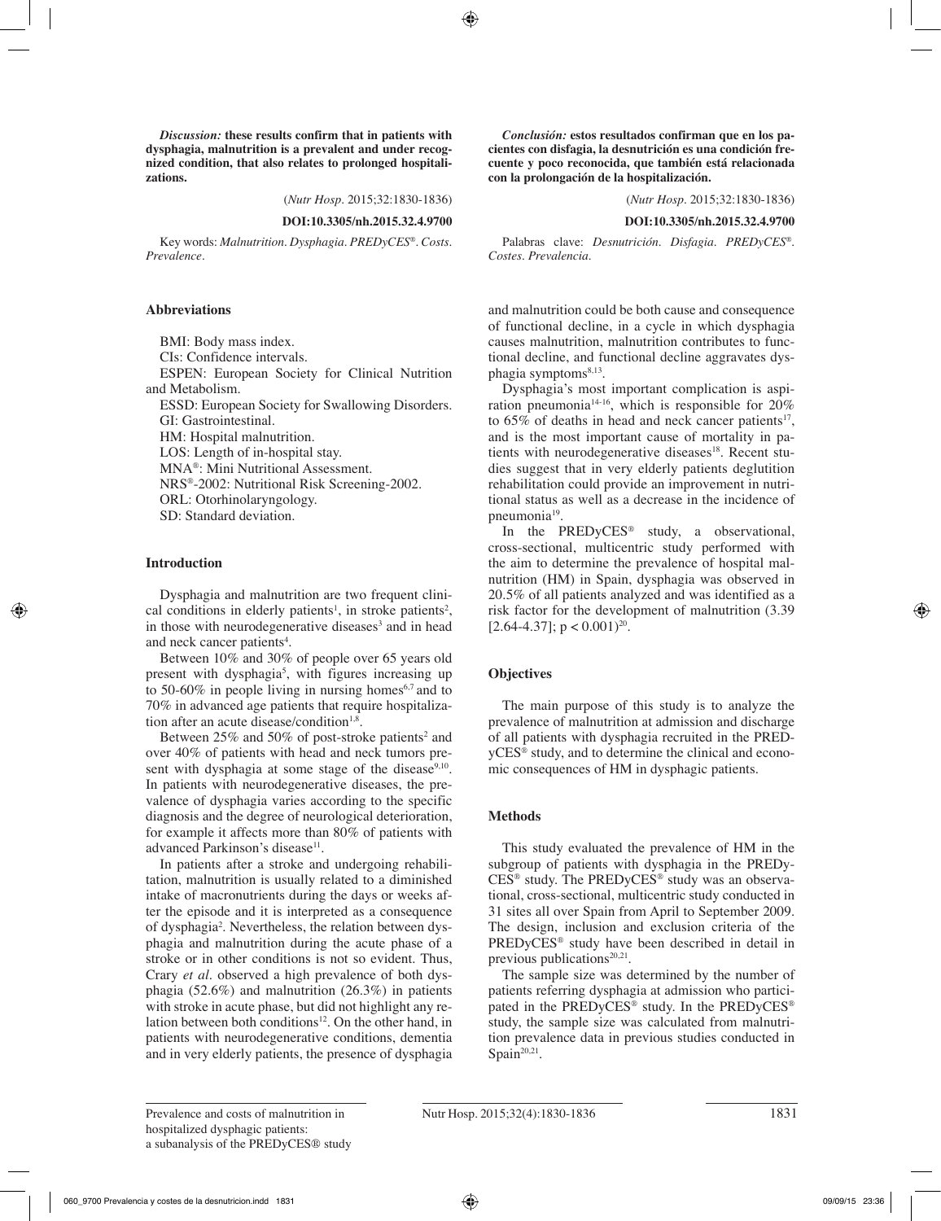*Discussion:* **these results confirm that in patients with dysphagia, malnutrition is a prevalent and under recognized condition, that also relates to prolonged hospitalizations.**

(*Nutr Hosp.* 2015;32:1830-1836)

**DOI:10.3305/nh.2015.32.4.9700**

Key words: *Malnutrition. Dysphagia. PREDyCES®. Costs. Prevalence.*

*Conclusión:* **estos resultados confirman que en los pacientes con disfagia, la desnutrición es una condición frecuente y poco reconocida, que también está relacionada con la prolongación de la hospitalización.**

(*Nutr Hosp.* 2015;32:1830-1836)

**DOI:10.3305/nh.2015.32.4.9700**

Palabras clave: *Desnutrición. Disfagia. PREDyCES®. Costes. Prevalencia.*

## Abbreviations

BMI: Body mass index.
CIs: Confidence intervals.
ESPEN: European Society for Clinical Nutrition and Metabolism.
ESSD: European Society for Swallowing Disorders.
GI: Gastrointestinal.
HM: Hospital malnutrition.
LOS: Length of in-hospital stay.
MNA®: Mini Nutritional Assessment.
NRS®-2002: Nutritional Risk Screening-2002.
ORL: Otorhinolaryngology.
SD: Standard deviation.

## Introduction

Dysphagia and malnutrition are two frequent clinical conditions in elderly patients[1], in stroke patients[2], in those with neurodegenerative diseases[3] and in head and neck cancer patients[4].

Between 10% and 30% of people over 65 years old present with dysphagia[5], with figures increasing up to 50-60% in people living in nursing homes[6,7] and to 70% in advanced age patients that require hospitalization after an acute disease/condition[1,8].

Between 25% and 50% of post-stroke patients[2] and over 40% of patients with head and neck tumors present with dysphagia at some stage of the disease[9,10]. In patients with neurodegenerative diseases, the prevalence of dysphagia varies according to the specific diagnosis and the degree of neurological deterioration, for example it affects more than 80% of patients with advanced Parkinson's disease[11].

In patients after a stroke and undergoing rehabilitation, malnutrition is usually related to a diminished intake of macronutrients during the days or weeks after the episode and it is interpreted as a consequence of dysphagia[2]. Nevertheless, the relation between dysphagia and malnutrition during the acute phase of a stroke or in other conditions is not so evident. Thus, Crary *et al*. observed a high prevalence of both dysphagia (52.6%) and malnutrition (26.3%) in patients with stroke in acute phase, but did not highlight any relation between both conditions[12]. On the other hand, in patients with neurodegenerative conditions, dementia and in very elderly patients, the presence of dysphagia and malnutrition could be both cause and consequence of functional decline, in a cycle in which dysphagia causes malnutrition, malnutrition contributes to functional decline, and functional decline aggravates dysphagia symptoms[8,13].

Dysphagia's most important complication is aspiration pneumonia[14-16], which is responsible for 20% to 65% of deaths in head and neck cancer patients[17], and is the most important cause of mortality in patients with neurodegenerative diseases[18]. Recent studies suggest that in very elderly patients deglution rehabilitation could provide an improvement in nutritional status as well as a decrease in the incidence of pneumonia[19].

In the PREDyCES® study, a observational, cross-sectional, multicentric study performed with the aim to determine the prevalence of hospital malnutrition (HM) in Spain, dysphagia was observed in 20.5% of all patients analyzed and was identified as a risk factor for the development of malnutrition (3.39 [2.64-4.37]; $p < 0.001$)[20].

## Objectives

The main purpose of this study is to analyze the prevalence of malnutrition at admission and discharge of all patients with dysphagia recruited in the PREDyCES® study, and to determine the clinical and economic consequences of HM in dysphagic patients.

## Methods

This study evaluated the prevalence of HM in the subgroup of patients with dysphagia in the PREDyCES® study. The PREDyCES® study was an observational, cross-sectional, multicentric study conducted in 31 sites all over Spain from April to September 2009. The design, inclusion and exclusion criteria of the PREDyCES® study have been described in detail in previous publications[20,21].

The sample size was determined by the number of patients referring dysphagia at admission who participated in the PREDyCES® study. In the PREDyCES® study, the sample size was calculated from malnutrition prevalence data in previous studies conducted in Spain[20,21].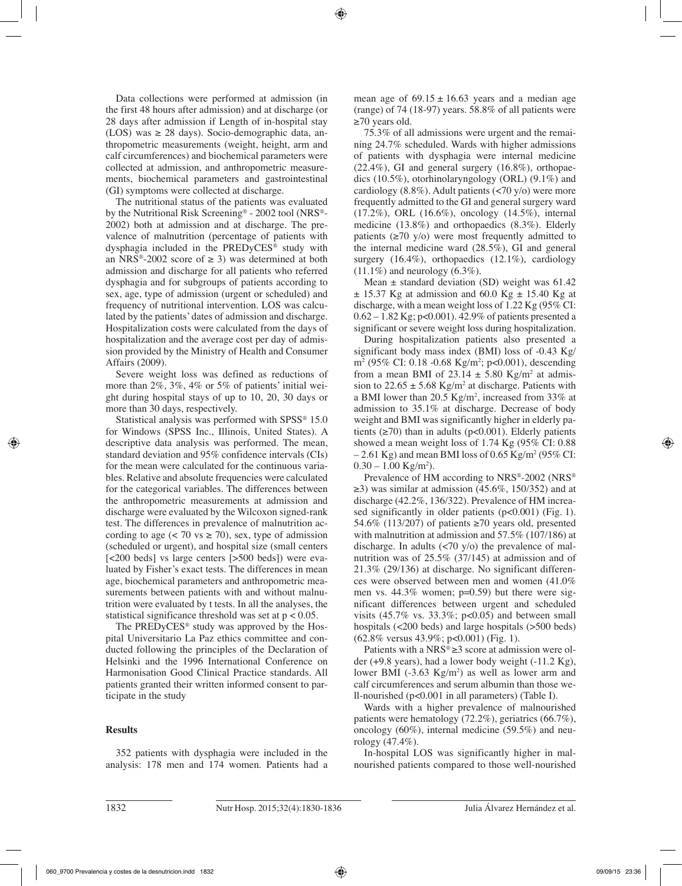Data collections were performed at admission (in the first 48 hours after admission) and at discharge (or 28 days after admission if Length of in-hospital stay (LOS) was ≥ 28 days). Socio-demographic data, anthropometric measurements (weight, height, arm and calf circumferences) and biochemical parameters were collected at admission, and anthropometric measurements, biochemical parameters and gastrointestinal (GI) symptoms were collected at discharge.

The nutritional status of the patients was evaluated by the Nutritional Risk Screening® - 2002 tool (NRS®-2002) both at admission and at discharge. The prevalence of malnutrition (percentage of patients with dysphagia included in the PREDyCES® study with an NRS®-2002 score of ≥ 3) was determined at both admission and discharge for all patients who referred dysphagia and for subgroups of patients according to sex, age, type of admission (urgent or scheduled) and frequency of nutritional intervention. LOS was calculated by the patients' dates of admission and discharge. Hospitalization costs were calculated from the days of hospitalization and the average cost per day of admission provided by the Ministry of Health and Consumer Affairs (2009).

Severe weight loss was defined as reductions of more than 2%, 3%, 4% or 5% of patients' initial weight during hospital stays of up to 10, 20, 30 days or more than 30 days, respectively.

Statistical analysis was performed with SPSS® 15.0 for Windows (SPSS Inc., Illinois, United States). A descriptive data analysis was performed. The mean, standard deviation and 95% confidence intervals (CIs) for the mean were calculated for the continuous variables. Relative and absolute frequencies were calculated for the categorical variables. The differences between the anthropometric measurements at admission and discharge were evaluated by the Wilcoxon signed-rank test. The differences in prevalence of malnutrition according to age (< 70 vs ≥ 70), sex, type of admission (scheduled or urgent), and hospital size (small centers [<200 beds] vs large centers [>500 beds]) were evaluated by Fisher's exact tests. The differences in mean age, biochemical parameters and anthropometric measurements between patients with and without malnutrition were evaluated by t tests. In all the analyses, the statistical significance threshold was set at $p < 0.05$.

The PREDyCES® study was approved by the Hospital Universitario La Paz ethics committee and conducted following the principles of the Declaration of Helsinki and the 1996 International Conference on Harmonisation Good Clinical Practice standards. All patients granted their written informed consent to participate in the study

## Results

352 patients with dysphagia were included in the analysis: 178 men and 174 women. Patients had a mean age of 69.15 ± 16.63 years and a median age (range) of 74 (18-97) years. 58.8% of all patients were ≥70 years old.

75.3% of all admissions were urgent and the remaining 24.7% scheduled. Wards with higher admissions of patients with dysphagia were internal medicine (22.4%), GI and general surgery (16.8%), orthopaedics (10.5%), otorhinolaryngology (ORL) (9.1%) and cardiology (8.8%). Adult patients (<70 y/o) were more frequently admitted to the GI and general surgery ward (17.2%), ORL (16.6%), oncology (14.5%), internal medicine (13.8%) and orthopaedics (8.3%). Elderly patients (≥70 y/o) were most frequently admitted to the internal medicine ward (28.5%), GI and general surgery (16.4%), orthopaedics (12.1%), cardiology (11.1%) and neurology (6.3%).

Mean ± standard deviation (SD) weight was 61.42 ± 15.37 Kg at admission and 60.0 Kg ± 15.40 Kg at discharge, with a mean weight loss of 1.22 Kg (95% CI: 0.62 – 1.82 Kg; p<0.001). 42.9% of patients presented a significant or severe weight loss during hospitalization.

During hospitalization patients also presented a significant body mass index (BMI) loss of -0.43 Kg/m$^2$ (95% CI: 0.18 -0.68 Kg/m$^2$; p<0.001), descending from a mean BMI of 23.14 ± 5.80 Kg/m$^2$ at admission to 22.65 ± 5.68 Kg/m$^2$ at discharge. Patients with a BMI lower than 20.5 Kg/m$^2$, increased from 33% at admission to 35.1% at discharge. Decrease of body weight and BMI was significantly higher in elderly patients (≥70) than in adults (p<0.001). Elderly patients showed a mean weight loss of 1.74 Kg (95% CI: 0.88 – 2.61 Kg) and mean BMI loss of 0.65 Kg/m$^2$ (95% CI: 0.30 – 1.00 Kg/m$^2$).

Prevalence of HM according to NRS®-2002 (NRS® ≥3) was similar at admission (45.6%, 150/352) and at discharge (42.2%, 136/322). Prevalence of HM increased significantly in older patients (p<0.001) (Fig. 1). 54.6% (113/207) of patients ≥70 years old, presented with malnutrition at admission and 57.5% (107/186) at discharge. In adults (<70 y/o) the prevalence of malnutrition was of 25.5% (37/145) at admission and of 21.3% (29/136) at discharge. No significant differences were observed between men and women (41.0% men vs. 44.3% women; p=0.59) but there were significant differences between urgent and scheduled visits (45.7% vs. 33.3%; p<0.05) and between small hospitals (<200 beds) and large hospitals (>500 beds) (62.8% versus 43.9%; p<0.001) (Fig. 1).

Patients with a NRS®≥3 score at admission were older (+9.8 years), had a lower body weight (-11.2 Kg), lower BMI (-3.63 Kg/m$^2$) as well as lower arm and calf circumferences and serum albumin than those well-nourished (p<0.001 in all parameters) (Table I).

Wards with a higher prevalence of malnourished patients were hematology (72.2%), geriatrics (66.7%), oncology (60%), internal medicine (59.5%) and neurology (47.4%).

In-hospital LOS was significantly higher in malnourished patients compared to those well-nourished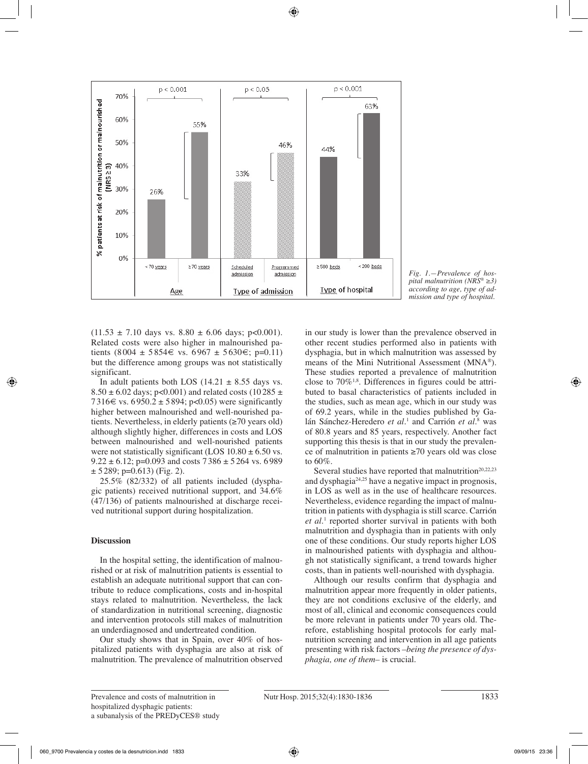*Fig. 1.—Prevalence of hospital malnutrition (NRS® ≥3) according to age, type of admission and type of hospital.*

(11.53 ± 7.10 days vs. 8.80 ± 6.06 days; p<0.001). Related costs were also higher in malnourished patients (8004 ± 5854€ vs. 6967 ± 5630€; p=0.11) but the difference among groups was not statistically significant.

In adult patients both LOS (14.21 ± 8.55 days vs. 8.50 ± 6.02 days; p<0.001) and related costs (10285 ± 7316€ vs. 6950.2 ± 5894; p<0.05) were significantly higher between malnourished and well-nourished patients. Nevertheless, in elderly patients (≥70 years old) although slightly higher, differences in costs and LOS between malnourished and well-nourished patients were not statistically significant (LOS 10.80 ± 6.50 vs. 9.22 ± 6.12; p=0.093 and costs 7386 ± 5264 vs. 6989 ± 5289; p=0.613) (Fig. 2).

25.5% (82/332) of all patients included (dysphagic patients) received nutritional support, and 34.6% (47/136) of patients malnourished at discharge received nutritional support during hospitalization.

## Discussion

In the hospital setting, the identification of malnourished or at risk of malnutrition patients is essential to establish an adequate nutritional support that can contribute to reduce complications, costs and in-hospital stays related to malnutrition. Nevertheless, the lack of standardization in nutritional screening, diagnostic and intervention protocols still makes of malnutrition an underdiagnosed and undertreated condition.

Our study shows that in Spain, over 40% of hospitalized patients with dysphagia are also at risk of malnutrition. The prevalence of malnutrition observed in our study is lower than the prevalence observed in other recent studies performed also in patients with dysphagia, but in which malnutrition was assessed by means of the Mini Nutritional Assessment (MNA®). These studies reported a prevalence of malnutrition close to 70%[1,8]. Differences in figures could be attributed to basal characteristics of patients included in the studies, such as mean age, which in our study was of 69.2 years, while in the studies published by Galán Sánchez-Heredero *et al.*[1] and Carrión *et al.*[8] was of 80.8 years and 85 years, respectively. Another fact supporting this thesis is that in our study the prevalence of malnutrition in patients ≥70 years old was close to 60%.

Several studies have reported that malnutrition[20,22,23] and dysphagia[24,25] have a negative impact in prognosis, in LOS as well as in the use of healthcare resources. Nevertheless, evidence regarding the impact of malnutrition in patients with dysphagia is still scarce. Carrión *et al.*[1] reported shorter survival in patients with both malnutrition and dysphagia than in patients with only one of these conditions. Our study reports higher LOS in malnourished patients with dysphagia and although not statistically significant, a trend towards higher costs, than in patients well-nourished with dysphagia.

Although our results confirm that dysphagia and malnutrition appear more frequently in older patients, they are not conditions exclusive of the elderly, and most of all, clinical and economic consequences could be more relevant in patients under 70 years old. Therefore, establishing hospital protocols for early malnutrition screening and intervention in all age patients presenting with risk factors *–being the presence of dysphagia, one of them–* is crucial.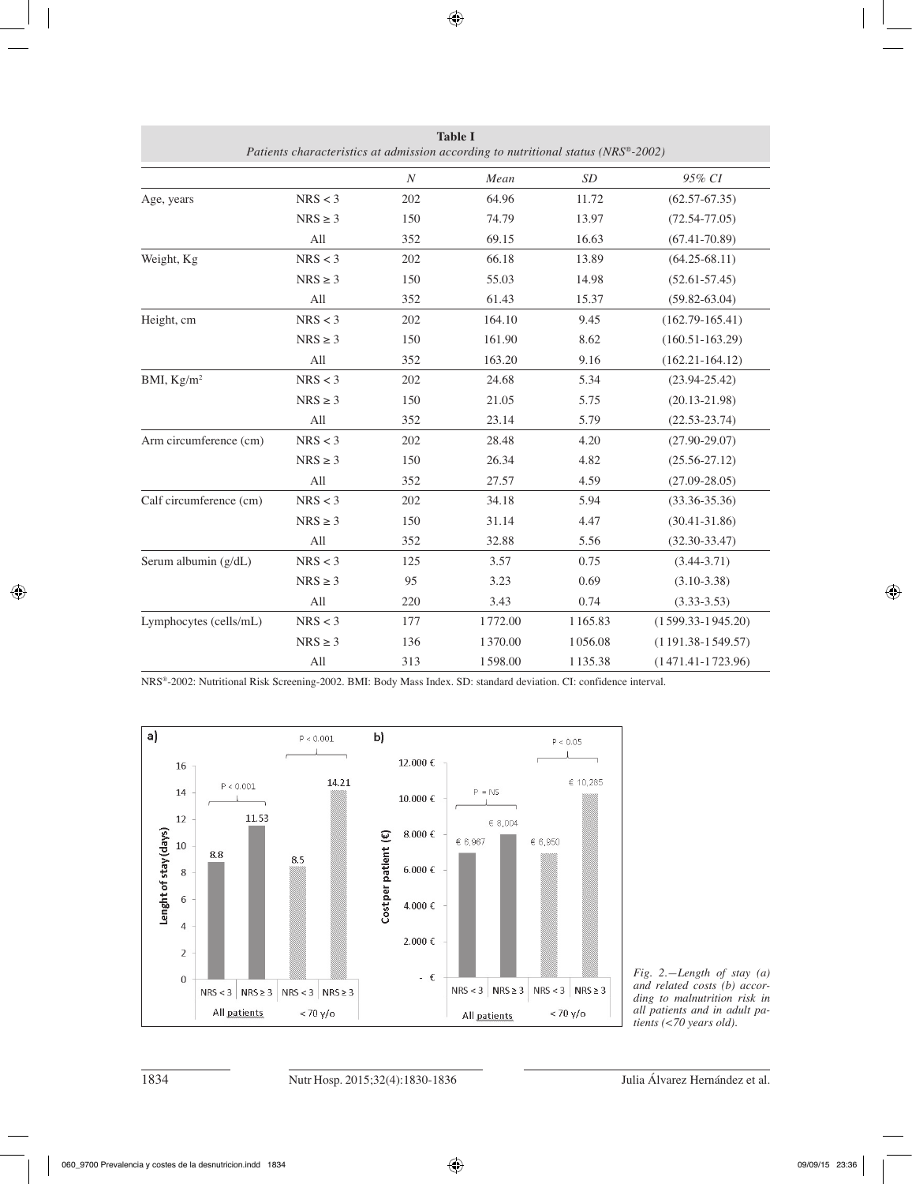**Table I**
*Patients characteristics at admission according to nutritional status (NRS®-2002)*

| | | *N* | *Mean* | *SD* | *95% CI* |
|---|---|---|---|---|---|
| Age, years | NRS < 3 | 202 | 64.96 | 11.72 | (62.57-67.35) |
| | NRS ≥ 3 | 150 | 74.79 | 13.97 | (72.54-77.05) |
| | All | 352 | 69.15 | 16.63 | (67.41-70.89) |
| Weight, Kg | NRS < 3 | 202 | 66.18 | 13.89 | (64.25-68.11) |
| | NRS ≥ 3 | 150 | 55.03 | 14.98 | (52.61-57.45) |
| | All | 352 | 61.43 | 15.37 | (59.82-63.04) |
| Height, cm | NRS < 3 | 202 | 164.10 | 9.45 | (162.79-165.41) |
| | NRS ≥ 3 | 150 | 161.90 | 8.62 | (160.51-163.29) |
| | All | 352 | 163.20 | 9.16 | (162.21-164.12) |
| BMI, Kg/m² | NRS < 3 | 202 | 24.68 | 5.34 | (23.94-25.42) |
| | NRS ≥ 3 | 150 | 21.05 | 5.75 | (20.13-21.98) |
| | All | 352 | 23.14 | 5.79 | (22.53-23.74) |
| Arm circumference (cm) | NRS < 3 | 202 | 28.48 | 4.20 | (27.90-29.07) |
| | NRS ≥ 3 | 150 | 26.34 | 4.82 | (25.56-27.12) |
| | All | 352 | 27.57 | 4.59 | (27.09-28.05) |
| Calf circumference (cm) | NRS < 3 | 202 | 34.18 | 5.94 | (33.36-35.36) |
| | NRS ≥ 3 | 150 | 31.14 | 4.47 | (30.41-31.86) |
| | All | 352 | 32.88 | 5.56 | (32.30-33.47) |
| Serum albumin (g/dL) | NRS < 3 | 125 | 3.57 | 0.75 | (3.44-3.71) |
| | NRS ≥ 3 | 95 | 3.23 | 0.69 | (3.10-3.38) |
| | All | 220 | 3.43 | 0.74 | (3.33-3.53) |
| Lymphocytes (cells/mL) | NRS < 3 | 177 | 1772.00 | 1165.83 | (1599.33-1945.20) |
| | NRS ≥ 3 | 136 | 1370.00 | 1056.08 | (1191.38-1549.57) |
| | All | 313 | 1598.00 | 1135.38 | (1471.41-1723.96) |

NRS®-2002: Nutritional Risk Screening-2002. BMI: Body Mass Index. SD: standard deviation. CI: confidence interval.

*Fig. 2.—Length of stay (a) and related costs (b) according to malnutrition risk in all patients and in adult patients (<70 years old).*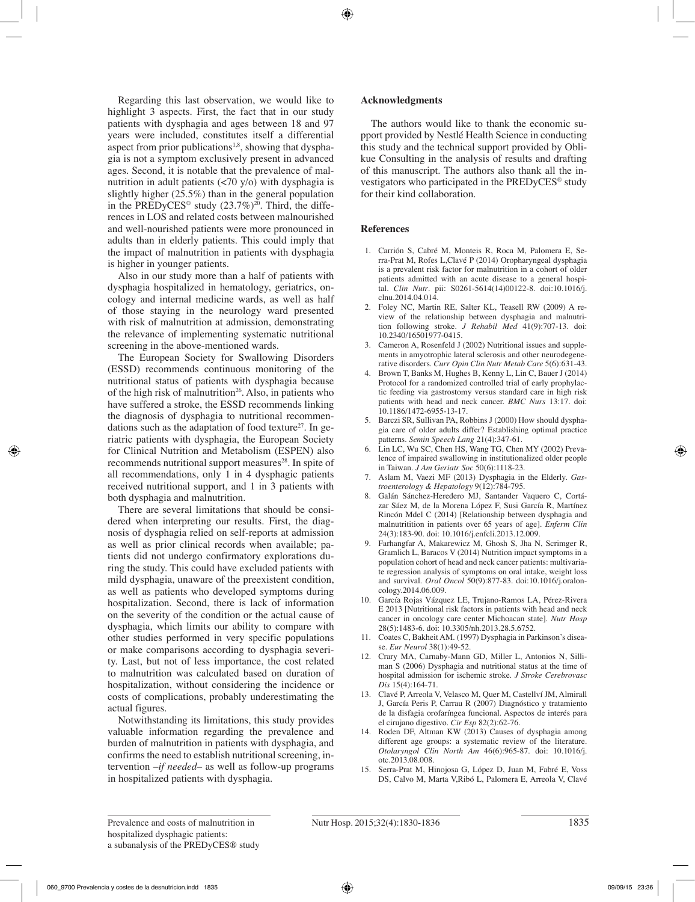Regarding this last observation, we would like to highlight 3 aspects. First, the fact that in our study patients with dysphagia and ages between 18 and 97 years were included, constitutes itself a differential aspect from prior publications[1,8], showing that dysphagia is not a symptom exclusively present in advanced ages. Second, it is notable that the prevalence of malnutrition in adult patients (<70 y/o) with dysphagia is slightly higher (25.5%) than in the general population in the PREDyCES® study (23.7%)[20]. Third, the differences in LOS and related costs between malnourished and well-nourished patients were more pronounced in adults than in elderly patients. This could imply that the impact of malnutrition in patients with dysphagia is higher in younger patients.

Also in our study more than a half of patients with dysphagia hospitalized in hematology, geriatrics, oncology and internal medicine wards, as well as half of those staying in the neurology ward presented with risk of malnutrition at admission, demonstrating the relevance of implementing systematic nutritional screening in the above-mentioned wards.

The European Society for Swallowing Disorders (ESSD) recommends continuous monitoring of the nutritional status of patients with dysphagia because of the high risk of malnutrition[26]. Also, in patients who have suffered a stroke, the ESSD recommends linking the diagnosis of dysphagia to nutritional recommendations such as the adaptation of food texture[27]. In geriatric patients with dysphagia, the European Society for Clinical Nutrition and Metabolism (ESPEN) also recommends nutritional support measures[28]. In spite of all recommendations, only 1 in 4 dysphagic patients received nutritional support, and 1 in 3 patients with both dysphagia and malnutrition.

There are several limitations that should be considered when interpreting our results. First, the diagnosis of dysphagia relied on self-reports at admission as well as prior clinical records when available; patients did not undergo confirmatory explorations during the study. This could have excluded patients with mild dysphagia, unaware of the preexistent condition, as well as patients who developed symptoms during hospitalization. Second, there is lack of information on the severity of the condition or the actual cause of dysphagia, which limits our ability to compare with other studies performed in very specific populations or make comparisons according to dysphagia severity. Last, but not of less importance, the cost related to malnutrition was calculated based on duration of hospitalization, without considering the incidence or costs of complications, probably underestimating the actual figures.

Notwithstanding its limitations, this study provides valuable information regarding the prevalence and burden of malnutrition in patients with dysphagia, and confirms the need to establish nutritional screening, intervention –*if needed*– as well as follow-up programs in hospitalized patients with dysphagia.

## Acknowledgments

The authors would like to thank the economic support provided by Nestlé Health Science in conducting this study and the technical support provided by Oblikue Consulting in the analysis of results and drafting of this manuscript. The authors also thank all the investigators who participated in the PREDyCES® study for their kind collaboration.

## References

1. Carrión S, Cabré M, Monteis R, Roca M, Palomera E, Serra-Prat M, Rofes L,Clavé P (2014) Oropharyngeal dysphagia is a prevalent risk factor for malnutrition in a cohort of older patients admitted with an acute disease to a general hospital. *Clin Nutr*. pii: S0261-5614(14)00122-8. doi:10.1016/j.clnu.2014.04.014.
2. Foley NC, Martin RE, Salter KL, Teasell RW (2009) A review of the relationship between dysphagia and malnutrition following stroke. *J Rehabil Med* 41(9):707-13. doi: 10.2340/16501977-0415.
3. Cameron A, Rosenfeld J (2002) Nutritional issues and supplements in amyotrophic lateral sclerosis and other neurodegenerative disorders. *Curr Opin Clin Nutr Metab Care* 5(6):631-43.
4. Brown T, Banks M, Hughes B, Kenny L, Lin C, Bauer J (2014) Protocol for a randomized controlled trial of early prophylactic feeding via gastrostomy versus standard care in high risk patients with head and neck cancer. *BMC Nurs* 13:17. doi: 10.1186/1472-6955-13-17.
5. Barczi SR, Sullivan PA, Robbins J (2000) How should dysphagia care of older adults differ? Establishing optimal practice patterns. *Semin Speech Lang* 21(4):347-61.
6. Lin LC, Wu SC, Chen HS, Wang TG, Chen MY (2002) Prevalence of impaired swallowing in institutionalized older people in Taiwan. *J Am Geriatr Soc* 50(6):1118-23.
7. Aslam M, Vaezi MF (2013) Dysphagia in the Elderly. *Gastroenterology & Hepatology* 9(12):784-795.
8. Galán Sánchez-Heredero MJ, Santander Vaquero C, Cortázar Sáez M, de la Morena López F, Susi García R, Martínez Rincón Mdel C (2014) [Relationship between dysphagia and malnutritition in patients over 65 years of age]. *Enferm Clin* 24(3):183-90. doi: 10.1016/j.enfcli.2013.12.009.
9. Farhangfar A, Makarewicz M, Ghosh S, Jha N, Scrimger R, Gramlich L, Baracos V (2014) Nutrition impact symptoms in a population cohort of head and neck cancer patients: multivariate regression analysis of symptoms on oral intake, weight loss and survival. *Oral Oncol* 50(9):877-83. doi:10.1016/j.oraloncology.2014.06.009.
10. García Rojas Vázquez LE, Trujano-Ramos LA, Pérez-Rivera E 2013 [Nutritional risk factors in patients with head and neck cancer in oncology care center Michoacan state]. *Nutr Hosp* 28(5):1483-6. doi: 10.3305/nh.2013.28.5.6752.
11. Coates C, Bakheit AM. (1997) Dysphagia in Parkinson's disease. *Eur Neurol* 38(1):49-52.
12. Crary MA, Carnaby-Mann GD, Miller L, Antonios N, Silliman S (2006) Dysphagia and nutritional status at the time of hospital admission for ischemic stroke. *J Stroke Cerebrovasc Dis* 15(4):164-71.
13. Clavé P, Arreola V, Velasco M, Quer M, Castellví JM, Almirall J, García Peris P, Carrau R (2007) Diagnóstico y tratamiento de la disfagia orofaríngea funcional. Aspectos de interés para el cirujano digestivo. *Cir Esp* 82(2):62-76.
14. Roden DF, Altman KW (2013) Causes of dysphagia among different age groups: a systematic review of the literature. *Otolaryngol Clin North Am* 46(6):965-87. doi: 10.1016/j.otc.2013.08.008.
15. Serra-Prat M, Hinojosa G, López D, Juan M, Fabré E, Voss DS, Calvo M, Marta V,Ribó L, Palomera E, Arreola V, Clavé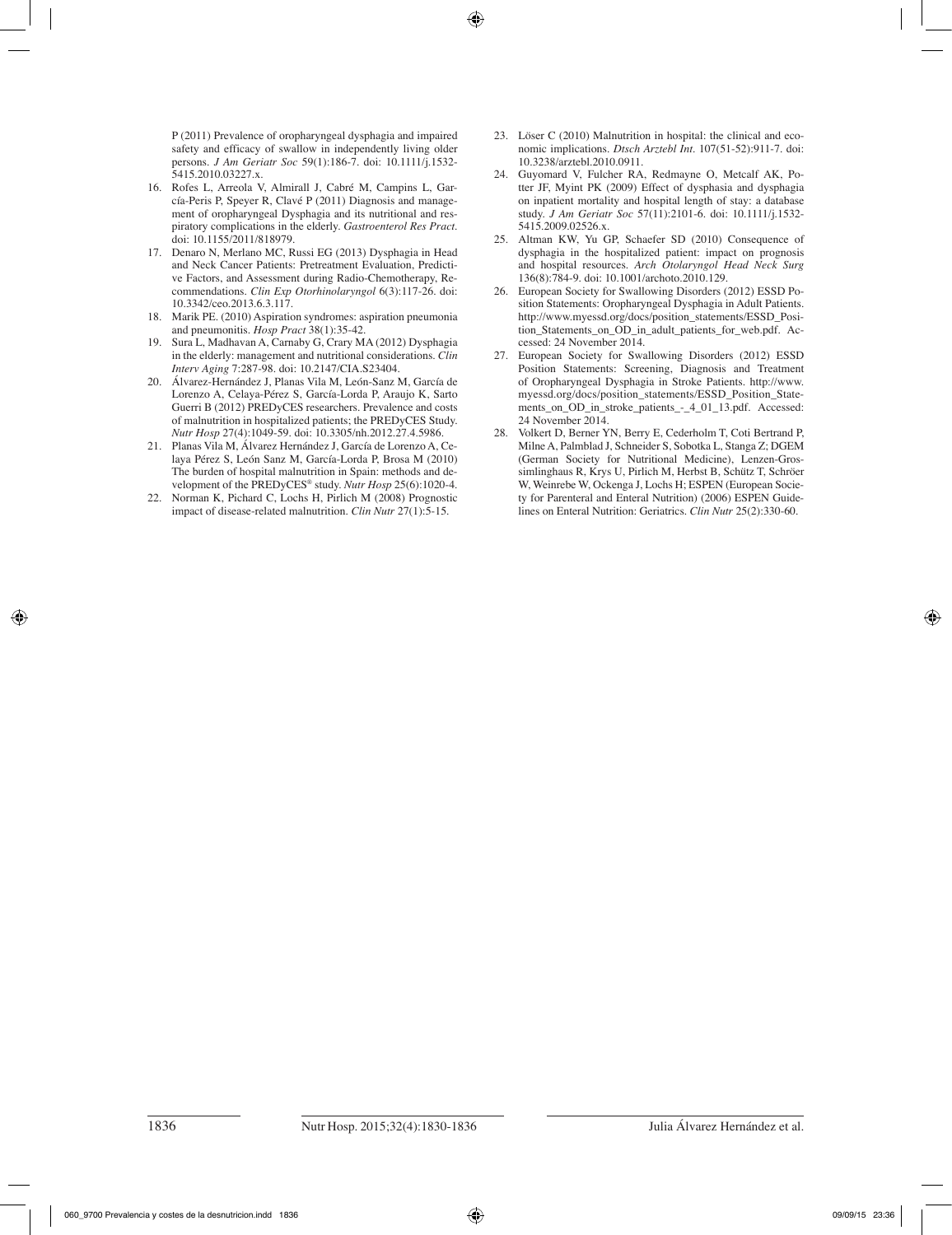P (2011) Prevalence of oropharyngeal dysphagia and impaired safety and efficacy of swallow in independently living older persons. *J Am Geriatr Soc* 59(1):186-7. doi: 10.1111/j.1532-5415.2010.03227.x.

16. Rofes L, Arreola V, Almirall J, Cabré M, Campins L, García-Peris P, Speyer R, Clavé P (2011) Diagnosis and management of oropharyngeal Dysphagia and its nutritional and respiratory complications in the elderly. *Gastroenterol Res Pract*. doi: 10.1155/2011/818979.
17. Denaro N, Merlano MC, Russi EG (2013) Dysphagia in Head and Neck Cancer Patients: Pretreatment Evaluation, Predictive Factors, and Assessment during Radio-Chemotherapy, Recommendations. *Clin Exp Otorhinolaryngol* 6(3):117-26. doi: 10.3342/ceo.2013.6.3.117.
18. Marik PE. (2010) Aspiration syndromes: aspiration pneumonia and pneumonitis. *Hosp Pract* 38(1):35-42.
19. Sura L, Madhavan A, Carnaby G, Crary MA (2012) Dysphagia in the elderly: management and nutritional considerations. *Clin Interv Aging* 7:287-98. doi: 10.2147/CIA.S23404.
20. Álvarez-Hernández J, Planas Vila M, León-Sanz M, García de Lorenzo A, Celaya-Pérez S, García-Lorda P, Araujo K, Sarto Guerri B (2012) PREDyCES researchers. Prevalence and costs of malnutrition in hospitalized patients; the PREDyCES Study. *Nutr Hosp* 27(4):1049-59. doi: 10.3305/nh.2012.27.4.5986.
21. Planas Vila M, Álvarez Hernández J, García de Lorenzo A, Celaya Pérez S, León Sanz M, García-Lorda P, Brosa M (2010) The burden of hospital malnutrition in Spain: methods and development of the PREDyCES® study. *Nutr Hosp* 25(6):1020-4.
22. Norman K, Pichard C, Lochs H, Pirlich M (2008) Prognostic impact of disease-related malnutrition. *Clin Nutr* 27(1):5-15.
23. Löser C (2010) Malnutrition in hospital: the clinical and economic implications. *Dtsch Arztebl Int*. 107(51-52):911-7. doi: 10.3238/arztebl.2010.0911.
24. Guyomard V, Fulcher RA, Redmayne O, Metcalf AK, Potter JF, Myint PK (2009) Effect of dysphasia and dysphagia on inpatient mortality and hospital length of stay: a database study. *J Am Geriatr Soc* 57(11):2101-6. doi: 10.1111/j.1532-5415.2009.02526.x.
25. Altman KW, Yu GP, Schaefer SD (2010) Consequence of dysphagia in the hospitalized patient: impact on prognosis and hospital resources. *Arch Otolaryngol Head Neck Surg* 136(8):784-9. doi: 10.1001/archoto.2010.129.
26. European Society for Swallowing Disorders (2012) ESSD Position Statements: Oropharyngeal Dysphagia in Adult Patients. http://www.myessd.org/docs/position_statements/ESSD_Position_Statements_on_OD_in_adult_patients_for_web.pdf. Accessed: 24 November 2014.
27. European Society for Swallowing Disorders (2012) ESSD Position Statements: Screening, Diagnosis and Treatment of Oropharyngeal Dysphagia in Stroke Patients. http://www.myessd.org/docs/position_statements/ESSD_Position_Statements_on_OD_in_stroke_patients_-_4_01_13.pdf. Accessed: 24 November 2014.
28. Volkert D, Berner YN, Berry E, Cederholm T, Coti Bertrand P, Milne A, Palmblad J, Schneider S, Sobotka L, Stanga Z; DGEM (German Society for Nutritional Medicine), Lenzen-Grossimlinghaus R, Krys U, Pirlich M, Herbst B, Schütz T, Schröer W, Weinrebe W, Ockenga J, Lochs H; ESPEN (European Society for Parenteral and Enteral Nutrition) (2006) ESPEN Guidelines on Enteral Nutrition: Geriatrics. *Clin Nutr* 25(2):330-60.